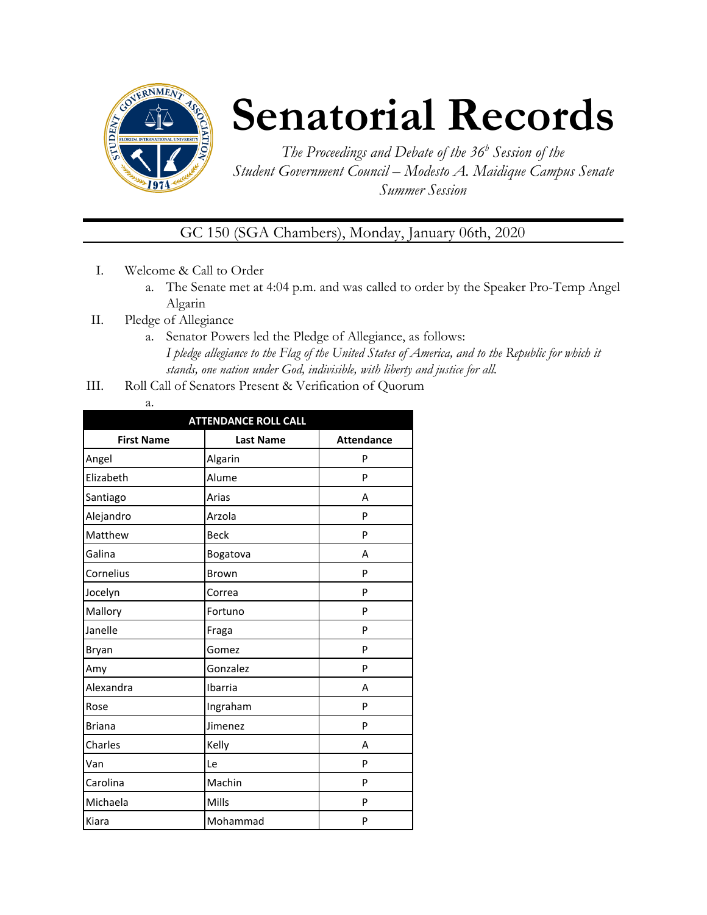# Senatorial Records

*The Proceedings and Debate of the 36[h] Session of the Student Government Council – Modesto A. Maidique Campus Senate Summer Session*

GC 150 (SGA Chambers), Monday, January 06th, 2020

I. Welcome & Call to Order
   a. The Senate met at 4:04 p.m. and was called to order by the Speaker Pro-Temp Angel Algarin

II. Pledge of Allegiance
   a. Senator Powers led the Pledge of Allegiance, as follows:
   *I pledge allegiance to the Flag of the United States of America, and to the Republic for which it stands, one nation under God, indivisible, with liberty and justice for all.*

III. Roll Call of Senators Present & Verification of Quorum
   a.

| ATTENDANCE ROLL CALL | | |
|---|---|---|
| **First Name** | **Last Name** | **Attendance** |
| Angel | Algarin | P |
| Elizabeth | Alume | P |
| Santiago | Arias | A |
| Alejandro | Arzola | P |
| Matthew | Beck | P |
| Galina | Bogatova | A |
| Cornelius | Brown | P |
| Jocelyn | Correa | P |
| Mallory | Fortuno | P |
| Janelle | Fraga | P |
| Bryan | Gomez | P |
| Amy | Gonzalez | P |
| Alexandra | Ibarria | A |
| Rose | Ingraham | P |
| Briana | Jimenez | P |
| Charles | Kelly | A |
| Van | Le | P |
| Carolina | Machin | P |
| Michaela | Mills | P |
| Kiara | Mohammad | P |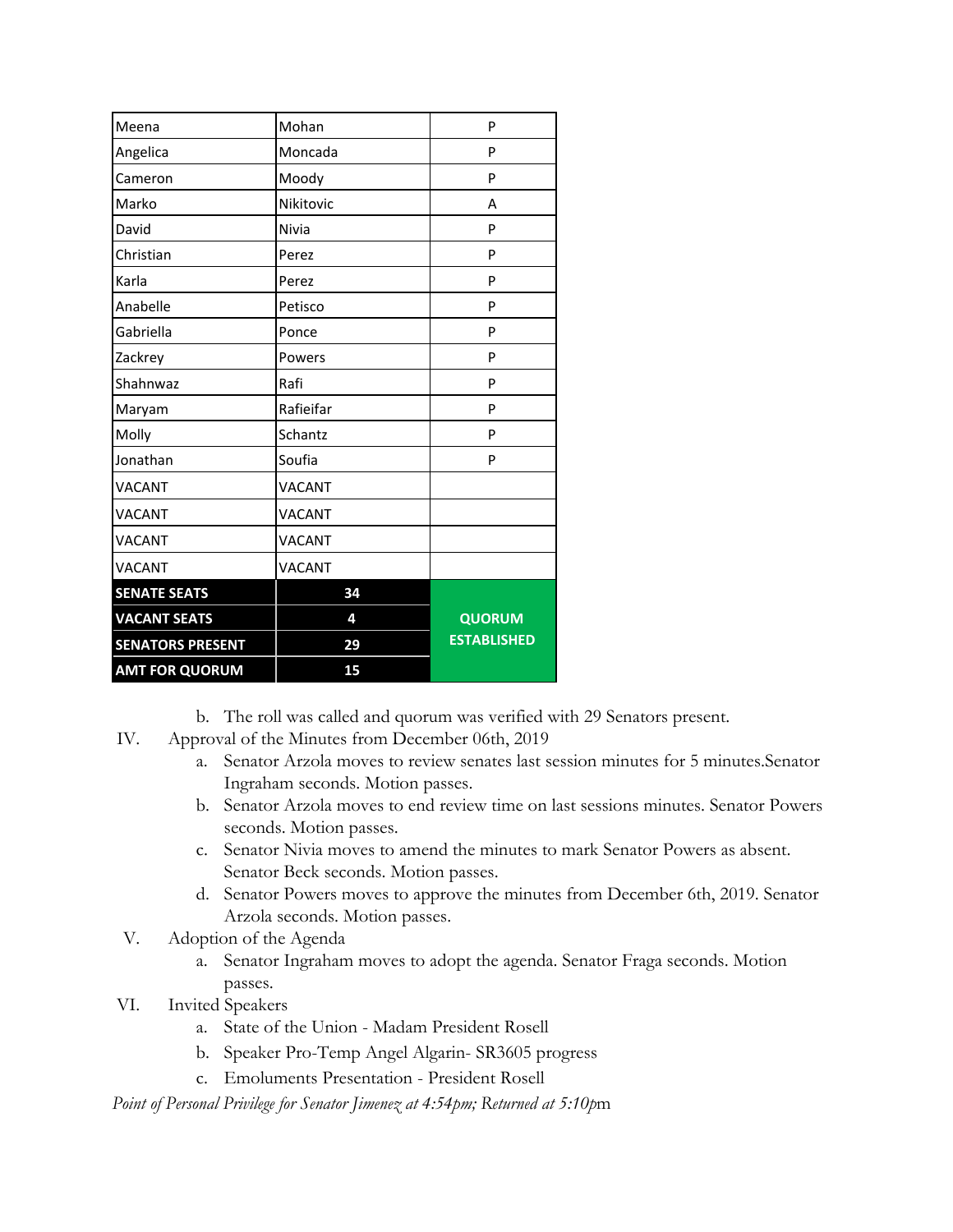| | | |
|---|---|---|
| Meena | Mohan | P |
| Angelica | Moncada | P |
| Cameron | Moody | P |
| Marko | Nikitovic | A |
| David | Nivia | P |
| Christian | Perez | P |
| Karla | Perez | P |
| Anabelle | Petisco | P |
| Gabriella | Ponce | P |
| Zackrey | Powers | P |
| Shahnwaz | Rafi | P |
| Maryam | Rafieifar | P |
| Molly | Schantz | P |
| Jonathan | Soufia | P |
| VACANT | VACANT | |
| VACANT | VACANT | |
| VACANT | VACANT | |
| VACANT | VACANT | |
| **SENATE SEATS** | **34** | **QUORUM ESTABLISHED** |
| **VACANT SEATS** | **4** | |
| **SENATORS PRESENT** | **29** | |
| **AMT FOR QUORUM** | **15** | |

b. The roll was called and quorum was verified with 29 Senators present.

IV. Approval of the Minutes from December 06th, 2019

a. Senator Arzola moves to review senates last session minutes for 5 minutes.Senator Ingraham seconds. Motion passes.

b. Senator Arzola moves to end review time on last sessions minutes. Senator Powers seconds. Motion passes.

c. Senator Nivia moves to amend the minutes to mark Senator Powers as absent. Senator Beck seconds. Motion passes.

d. Senator Powers moves to approve the minutes from December 6th, 2019. Senator Arzola seconds. Motion passes.

V. Adoption of the Agenda

a. Senator Ingraham moves to adopt the agenda. Senator Fraga seconds. Motion passes.

VI. Invited Speakers

a. State of the Union - Madam President Rosell

b. Speaker Pro-Temp Angel Algarin- SR3605 progress

c. Emoluments Presentation - President Rosell

*Point of Personal Privilege for Senator Jimenez at 4:54pm; Returned at 5:10pm*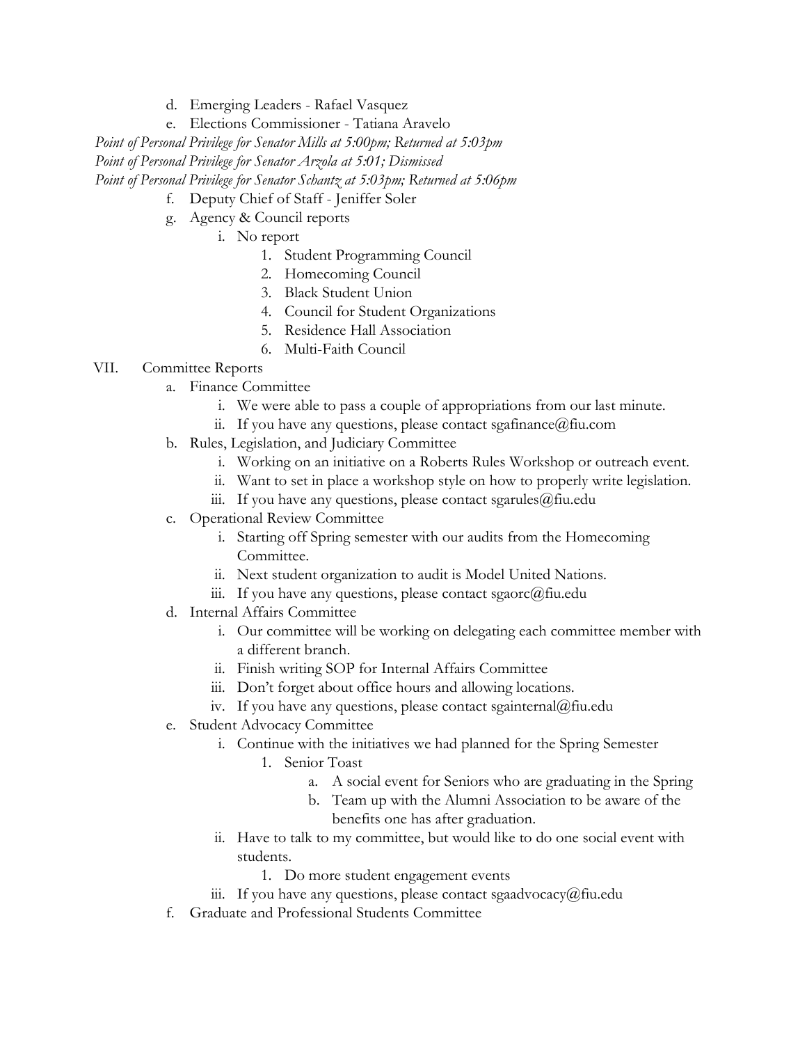d. Emerging Leaders - Rafael Vasquez
   e. Elections Commissioner - Tatiana Aravelo

*Point of Personal Privilege for Senator Mills at 5:00pm; Returned at 5:03pm*
*Point of Personal Privilege for Senator Arzola at 5:01; Dismissed*
*Point of Personal Privilege for Senator Schantz at 5:03pm; Returned at 5:06pm*

   f. Deputy Chief of Staff - Jeniffer Soler
   g. Agency & Council reports
      i. No report
         1. Student Programming Council
         2. Homecoming Council
         3. Black Student Union
         4. Council for Student Organizations
         5. Residence Hall Association
         6. Multi-Faith Council

VII. Committee Reports
   a. Finance Committee
      i. We were able to pass a couple of appropriations from our last minute.
      ii. If you have any questions, please contact sgafinance@fiu.com
   b. Rules, Legislation, and Judiciary Committee
      i. Working on an initiative on a Roberts Rules Workshop or outreach event.
      ii. Want to set in place a workshop style on how to properly write legislation.
      iii. If you have any questions, please contact sgarules@fiu.edu
   c. Operational Review Committee
      i. Starting off Spring semester with our audits from the Homecoming Committee.
      ii. Next student organization to audit is Model United Nations.
      iii. If you have any questions, please contact sgaorc@fiu.edu
   d. Internal Affairs Committee
      i. Our committee will be working on delegating each committee member with a different branch.
      ii. Finish writing SOP for Internal Affairs Committee
      iii. Don't forget about office hours and allowing locations.
      iv. If you have any questions, please contact sgainternal@fiu.edu
   e. Student Advocacy Committee
      i. Continue with the initiatives we had planned for the Spring Semester
         1. Senior Toast
            a. A social event for Seniors who are graduating in the Spring
            b. Team up with the Alumni Association to be aware of the benefits one has after graduation.
      ii. Have to talk to my committee, but would like to do one social event with students.
         1. Do more student engagement events
      iii. If you have any questions, please contact sgaadvocacy@fiu.edu
   f. Graduate and Professional Students Committee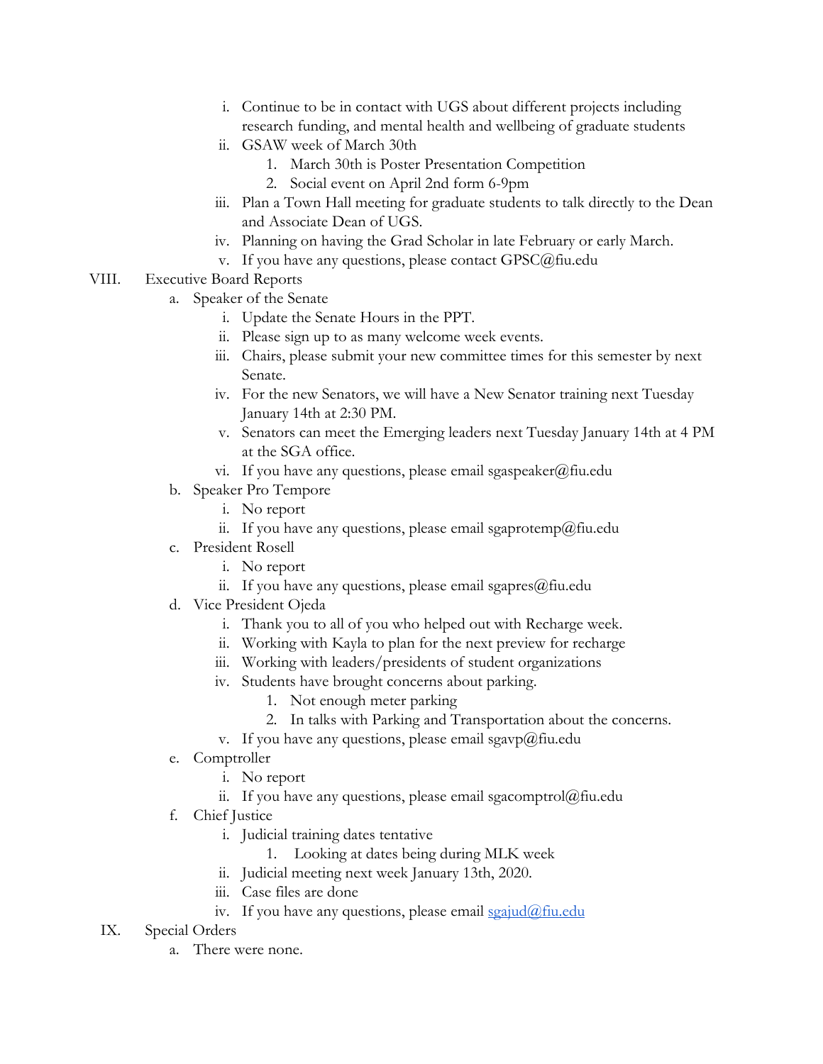i. Continue to be in contact with UGS about different projects including research funding, and mental health and wellbeing of graduate students
   ii. GSAW week of March 30th
      1. March 30th is Poster Presentation Competition
      2. Social event on April 2nd form 6-9pm
   iii. Plan a Town Hall meeting for graduate students to talk directly to the Dean and Associate Dean of UGS.
   iv. Planning on having the Grad Scholar in late February or early March.
   v. If you have any questions, please contact GPSC@fiu.edu

VIII. Executive Board Reports
   a. Speaker of the Senate
      i. Update the Senate Hours in the PPT.
      ii. Please sign up to as many welcome week events.
      iii. Chairs, please submit your new committee times for this semester by next Senate.
      iv. For the new Senators, we will have a New Senator training next Tuesday January 14th at 2:30 PM.
      v. Senators can meet the Emerging leaders next Tuesday January 14th at 4 PM at the SGA office.
      vi. If you have any questions, please email sgaspeaker@fiu.edu
   b. Speaker Pro Tempore
      i. No report
      ii. If you have any questions, please email sgaprotemp@fiu.edu
   c. President Rosell
      i. No report
      ii. If you have any questions, please email sgapres@fiu.edu
   d. Vice President Ojeda
      i. Thank you to all of you who helped out with Recharge week.
      ii. Working with Kayla to plan for the next preview for recharge
      iii. Working with leaders/presidents of student organizations
      iv. Students have brought concerns about parking.
         1. Not enough meter parking
         2. In talks with Parking and Transportation about the concerns.
      v. If you have any questions, please email sgavp@fiu.edu
   e. Comptroller
      i. No report
      ii. If you have any questions, please email sgacomptrol@fiu.edu
   f. Chief Justice
      i. Judicial training dates tentative
         1. Looking at dates being during MLK week
      ii. Judicial meeting next week January 13th, 2020.
      iii. Case files are done
      iv. If you have any questions, please email sgajud@fiu.edu

IX. Special Orders
   a. There were none.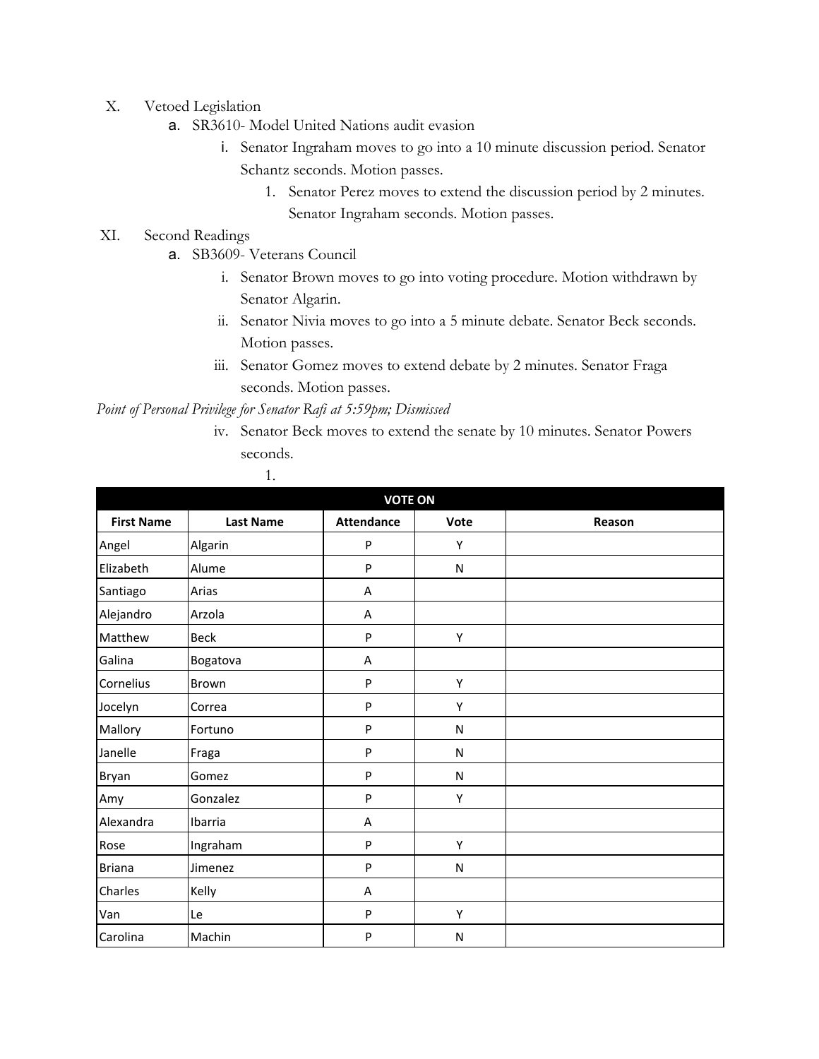X. Vetoed Legislation

a. SR3610- Model United Nations audit evasion

i. Senator Ingraham moves to go into a 10 minute discussion period. Senator Schantz seconds. Motion passes.

1. Senator Perez moves to extend the discussion period by 2 minutes. Senator Ingraham seconds. Motion passes.

XI. Second Readings

a. SB3609- Veterans Council

i. Senator Brown moves to go into voting procedure. Motion withdrawn by Senator Algarin.

ii. Senator Nivia moves to go into a 5 minute debate. Senator Beck seconds. Motion passes.

iii. Senator Gomez moves to extend debate by 2 minutes. Senator Fraga seconds. Motion passes.

*Point of Personal Privilege for Senator Rafi at 5:59pm; Dismissed*

iv. Senator Beck moves to extend the senate by 10 minutes. Senator Powers seconds.

1.

| VOTE ON | | | | |
|---|---|---|---|---|
| **First Name** | **Last Name** | **Attendance** | **Vote** | **Reason** |
| Angel | Algarin | P | Y | |
| Elizabeth | Alume | P | N | |
| Santiago | Arias | A | | |
| Alejandro | Arzola | A | | |
| Matthew | Beck | P | Y | |
| Galina | Bogatova | A | | |
| Cornelius | Brown | P | Y | |
| Jocelyn | Correa | P | Y | |
| Mallory | Fortuno | P | N | |
| Janelle | Fraga | P | N | |
| Bryan | Gomez | P | N | |
| Amy | Gonzalez | P | Y | |
| Alexandra | Ibarria | A | | |
| Rose | Ingraham | P | Y | |
| Briana | Jimenez | P | N | |
| Charles | Kelly | A | | |
| Van | Le | P | Y | |
| Carolina | Machin | P | N | |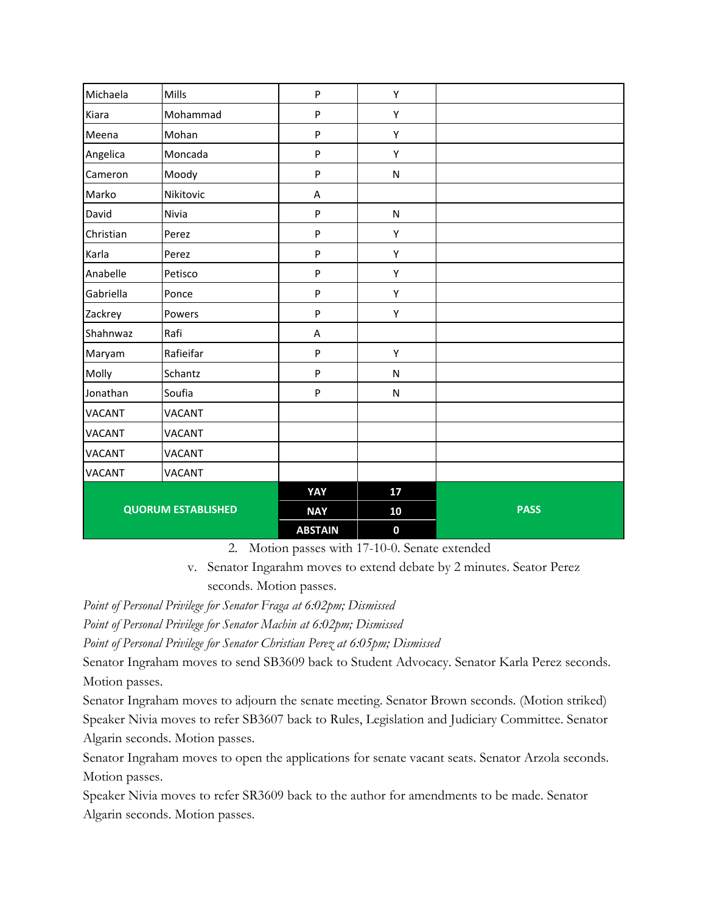| | | | | |
|---|---|---|---|---|
| Michaela | Mills | P | Y | |
| Kiara | Mohammad | P | Y | |
| Meena | Mohan | P | Y | |
| Angelica | Moncada | P | Y | |
| Cameron | Moody | P | N | |
| Marko | Nikitovic | A | | |
| David | Nivia | P | N | |
| Christian | Perez | P | Y | |
| Karla | Perez | P | Y | |
| Anabelle | Petisco | P | Y | |
| Gabriella | Ponce | P | Y | |
| Zackrey | Powers | P | Y | |
| Shahnwaz | Rafi | A | | |
| Maryam | Rafieifar | P | Y | |
| Molly | Schantz | P | N | |
| Jonathan | Soufia | P | N | |
| VACANT | VACANT | | | |
| VACANT | VACANT | | | |
| VACANT | VACANT | | | |
| VACANT | VACANT | | | |
| **QUORUM ESTABLISHED** | | **YAY** | **17** | **PASS** |
| | | **NAY** | **10** | |
| | | **ABSTAIN** | **0** | |

2. Motion passes with 17-10-0. Senate extended

v. Senator Ingarahm moves to extend debate by 2 minutes. Seator Perez seconds. Motion passes.

*Point of Personal Privilege for Senator Fraga at 6:02pm; Dismissed*

*Point of Personal Privilege for Senator Machin at 6:02pm; Dismissed*

*Point of Personal Privilege for Senator Christian Perez at 6:05pm; Dismissed*

Senator Ingraham moves to send SB3609 back to Student Advocacy. Senator Karla Perez seconds. Motion passes.

Senator Ingraham moves to adjourn the senate meeting. Senator Brown seconds. (Motion striked)

Speaker Nivia moves to refer SB3607 back to Rules, Legislation and Judiciary Committee. Senator Algarin seconds. Motion passes.

Senator Ingraham moves to open the applications for senate vacant seats. Senator Arzola seconds. Motion passes.

Speaker Nivia moves to refer SR3609 back to the author for amendments to be made. Senator Algarin seconds. Motion passes.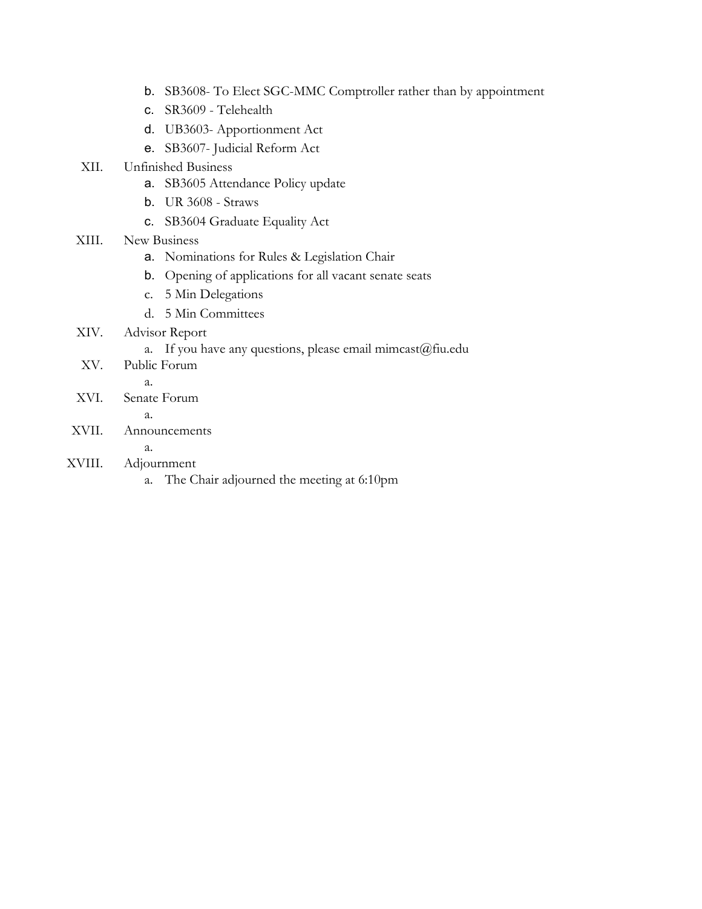b. SB3608- To Elect SGC-MMC Comptroller rather than by appointment
c. SR3609 - Telehealth
d. UB3603- Apportionment Act
e. SB3607- Judicial Reform Act

XII. Unfinished Business
a. SB3605 Attendance Policy update
b. UR 3608 - Straws
c. SB3604 Graduate Equality Act

XIII. New Business
a. Nominations for Rules & Legislation Chair
b. Opening of applications for all vacant senate seats
c. 5 Min Delegations
d. 5 Min Committees

XIV. Advisor Report
a. If you have any questions, please email mimcast@fiu.edu

XV. Public Forum
a.

XVI. Senate Forum
a.

XVII. Announcements
a.

XVIII. Adjournment
a. The Chair adjourned the meeting at 6:10pm